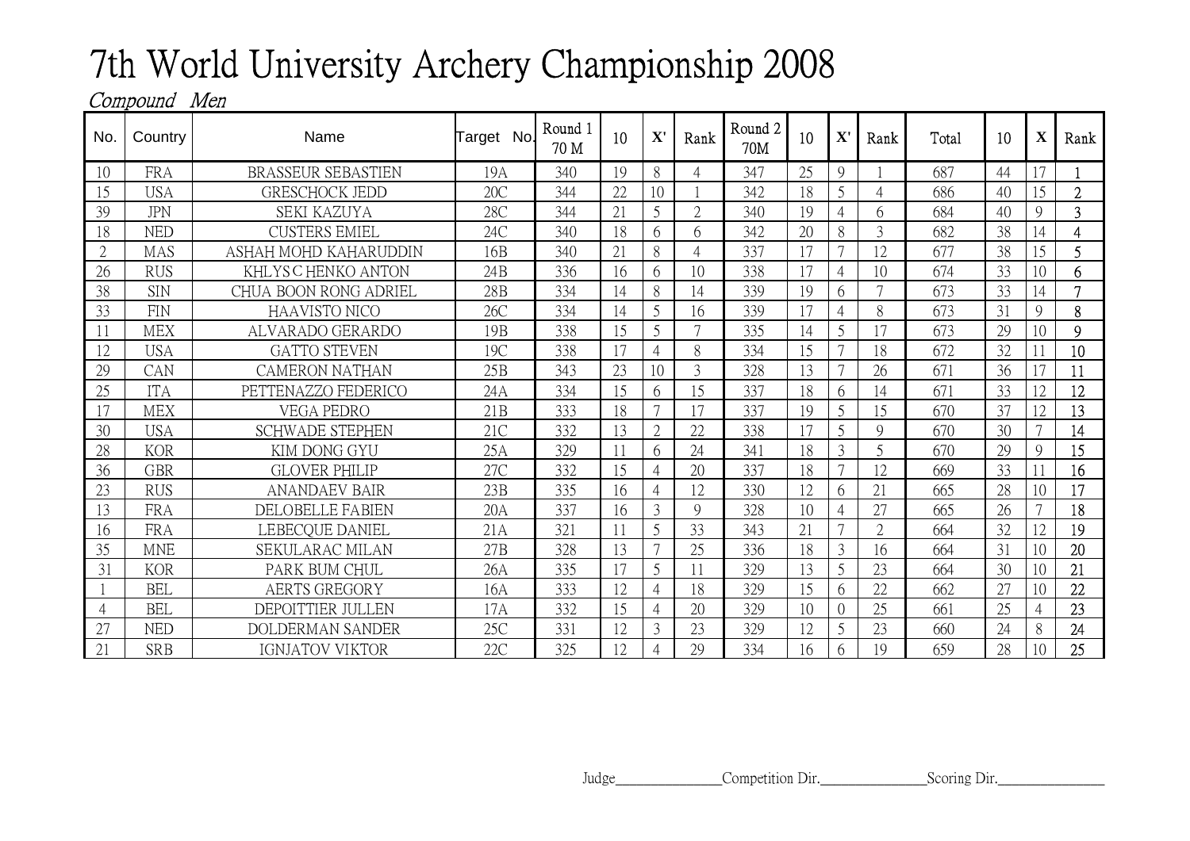# 7th World University Archery Championship 2008

*Compound Men*

| No. | Country | Name | Target No. | Round 1 70 M | 10 | X' | Rank | Round 2 70M | 10 | X' | Rank | Total | 10 | X | Rank |
|---|---|---|---|---|---|---|---|---|---|---|---|---|---|---|---|
| 10 | FRA | BRASSEUR SEBASTIEN | 19A | 340 | 19 | 8 | 4 | 347 | 25 | 9 | 1 | 687 | 44 | 17 | 1 |
| 15 | USA | GRESCHOCK JEDD | 20C | 344 | 22 | 10 | 1 | 342 | 18 | 5 | 4 | 686 | 40 | 15 | 2 |
| 39 | JPN | SEKI KAZUYA | 28C | 344 | 21 | 5 | 2 | 340 | 19 | 4 | 6 | 684 | 40 | 9 | 3 |
| 18 | NED | CUSTERS EMIEL | 24C | 340 | 18 | 6 | 6 | 342 | 20 | 8 | 3 | 682 | 38 | 14 | 4 |
| 2 | MAS | ASHAH MOHD KAHARUDDIN | 16B | 340 | 21 | 8 | 4 | 337 | 17 | 7 | 12 | 677 | 38 | 15 | 5 |
| 26 | RUS | KHLYSCHENKO ANTON | 24B | 336 | 16 | 6 | 10 | 338 | 17 | 4 | 10 | 674 | 33 | 10 | 6 |
| 38 | SIN | CHUA BOON RONG ADRIEL | 28B | 334 | 14 | 8 | 14 | 339 | 19 | 6 | 7 | 673 | 33 | 14 | 7 |
| 33 | FIN | HAAVISTO NICO | 26C | 334 | 14 | 5 | 16 | 339 | 17 | 4 | 8 | 673 | 31 | 9 | 8 |
| 11 | MEX | ALVARADO GERARDO | 19B | 338 | 15 | 5 | 7 | 335 | 14 | 5 | 17 | 673 | 29 | 10 | 9 |
| 12 | USA | GATTO STEVEN | 19C | 338 | 17 | 4 | 8 | 334 | 15 | 7 | 18 | 672 | 32 | 11 | 10 |
| 29 | CAN | CAMERON NATHAN | 25B | 343 | 23 | 10 | 3 | 328 | 13 | 7 | 26 | 671 | 36 | 17 | 11 |
| 25 | ITA | PETTENAZZO FEDERICO | 24A | 334 | 15 | 6 | 15 | 337 | 18 | 6 | 14 | 671 | 33 | 12 | 12 |
| 17 | MEX | VEGA PEDRO | 21B | 333 | 18 | 7 | 17 | 337 | 19 | 5 | 15 | 670 | 37 | 12 | 13 |
| 30 | USA | SCHWADE STEPHEN | 21C | 332 | 13 | 2 | 22 | 338 | 17 | 5 | 9 | 670 | 30 | 7 | 14 |
| 28 | KOR | KIM DONG GYU | 25A | 329 | 11 | 6 | 24 | 341 | 18 | 3 | 5 | 670 | 29 | 9 | 15 |
| 36 | GBR | GLOVER PHILIP | 27C | 332 | 15 | 4 | 20 | 337 | 18 | 7 | 12 | 669 | 33 | 11 | 16 |
| 23 | RUS | ANANDAEV BAIR | 23B | 335 | 16 | 4 | 12 | 330 | 12 | 6 | 21 | 665 | 28 | 10 | 17 |
| 13 | FRA | DELOBELLE FABIEN | 20A | 337 | 16 | 3 | 9 | 328 | 10 | 4 | 27 | 665 | 26 | 7 | 18 |
| 16 | FRA | LEBECQUE DANIEL | 21A | 321 | 11 | 5 | 33 | 343 | 21 | 7 | 2 | 664 | 32 | 12 | 19 |
| 35 | MNE | SEKULARAC MILAN | 27B | 328 | 13 | 7 | 25 | 336 | 18 | 3 | 16 | 664 | 31 | 10 | 20 |
| 31 | KOR | PARK BUM CHUL | 26A | 335 | 17 | 5 | 11 | 329 | 13 | 5 | 23 | 664 | 30 | 10 | 21 |
| 1 | BEL | AERTS GREGORY | 16A | 333 | 12 | 4 | 18 | 329 | 15 | 6 | 22 | 662 | 27 | 10 | 22 |
| 4 | BEL | DEPOITTIER JULLEN | 17A | 332 | 15 | 4 | 20 | 329 | 10 | 0 | 25 | 661 | 25 | 4 | 23 |
| 27 | NED | DOLDERMAN SANDER | 25C | 331 | 12 | 3 | 23 | 329 | 12 | 5 | 23 | 660 | 24 | 8 | 24 |
| 21 | SRB | IGNJATOV VIKTOR | 22C | 325 | 12 | 4 | 29 | 334 | 16 | 6 | 19 | 659 | 28 | 10 | 25 |

Judge_______________ Competition Dir._______________ Scoring Dir._______________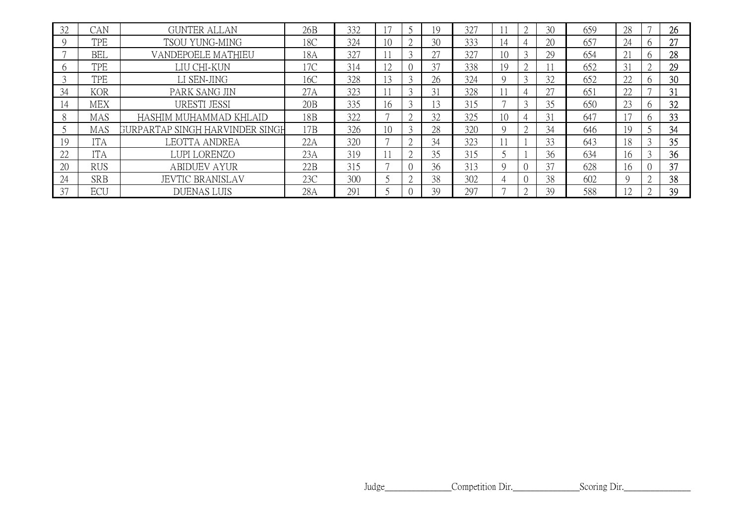| | | | | | | | | | | | | | | | |
|---|---|---|---|---|---|---|---|---|---|---|---|---|---|---|---|
| 32 | CAN | GUNTER ALLAN | 26B | 332 | 17 | 5 | 19 | 327 | 11 | 2 | 30 | 659 | 28 | 7 | 26 |
| 9 | TPE | TSOU YUNG-MING | 18C | 324 | 10 | 2 | 30 | 333 | 14 | 4 | 20 | 657 | 24 | 6 | 27 |
| 7 | BEL | VANDEPOELE MATHIEU | 18A | 327 | 11 | 3 | 27 | 327 | 10 | 3 | 29 | 654 | 21 | 6 | 28 |
| 6 | TPE | LIU CHI-KUN | 17C | 314 | 12 | 0 | 37 | 338 | 19 | 2 | 11 | 652 | 31 | 2 | 29 |
| 3 | TPE | LI SEN-JING | 16C | 328 | 13 | 3 | 26 | 324 | 9 | 3 | 32 | 652 | 22 | 6 | 30 |
| 34 | KOR | PARK SANG JIN | 27A | 323 | 11 | 3 | 31 | 328 | 11 | 4 | 27 | 651 | 22 | 7 | 31 |
| 14 | MEX | URESTI JESSI | 20B | 335 | 16 | 3 | 13 | 315 | 7 | 3 | 35 | 650 | 23 | 6 | 32 |
| 8 | MAS | HASHIM MUHAMMAD KHLAID | 18B | 322 | 7 | 2 | 32 | 325 | 10 | 4 | 31 | 647 | 17 | 6 | 33 |
| 5 | MAS | GURPARTAP SINGH HARVINDER SINGH | 17B | 326 | 10 | 3 | 28 | 320 | 9 | 2 | 34 | 646 | 19 | 5 | 34 |
| 19 | ITA | LEOTTA ANDREA | 22A | 320 | 7 | 2 | 34 | 323 | 11 | 1 | 33 | 643 | 18 | 3 | 35 |
| 22 | ITA | LUPI LORENZO | 23A | 319 | 11 | 2 | 35 | 315 | 5 | 1 | 36 | 634 | 16 | 3 | 36 |
| 20 | RUS | ABIDUEV AYUR | 22B | 315 | 7 | 0 | 36 | 313 | 9 | 0 | 37 | 628 | 16 | 0 | 37 |
| 24 | SRB | JEVTIC BRANISLAV | 23C | 300 | 5 | 2 | 38 | 302 | 4 | 0 | 38 | 602 | 9 | 2 | 38 |
| 37 | ECU | DUENAS LUIS | 28A | 291 | 5 | 0 | 39 | 297 | 7 | 2 | 39 | 588 | 12 | 2 | 39 |

Judge_______________ Competition Dir._______________ Scoring Dir._______________